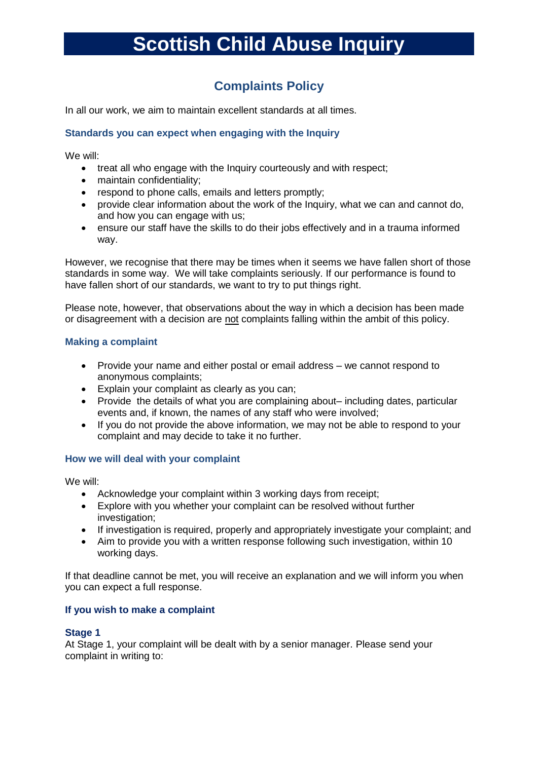# Scottish Child Abuse Inquiry

## Complaints Policy

In all our work, we aim to maintain excellent standards at all times.

### Standards you can expect when engaging with the Inquiry

We will:

- treat all who engage with the Inquiry courteously and with respect;
- maintain confidentiality;
- respond to phone calls, emails and letters promptly;
- provide clear information about the work of the Inquiry, what we can and cannot do, and how you can engage with us;
- ensure our staff have the skills to do their jobs effectively and in a trauma informed way.

However, we recognise that there may be times when it seems we have fallen short of those standards in some way. We will take complaints seriously. If our performance is found to have fallen short of our standards, we want to try to put things right.

Please note, however, that observations about the way in which a decision has been made or disagreement with a decision are <u>not</u> complaints falling within the ambit of this policy.

### Making a complaint

- Provide your name and either postal or email address – we cannot respond to anonymous complaints;
- Explain your complaint as clearly as you can;
- Provide the details of what you are complaining about– including dates, particular events and, if known, the names of any staff who were involved;
- If you do not provide the above information, we may not be able to respond to your complaint and may decide to take it no further.

### How we will deal with your complaint

We will:

- Acknowledge your complaint within 3 working days from receipt;
- Explore with you whether your complaint can be resolved without further investigation;
- If investigation is required, properly and appropriately investigate your complaint; and
- Aim to provide you with a written response following such investigation, within 10 working days.

If that deadline cannot be met, you will receive an explanation and we will inform you when you can expect a full response.

### If you wish to make a complaint

**Stage 1**
At Stage 1, your complaint will be dealt with by a senior manager. Please send your complaint in writing to: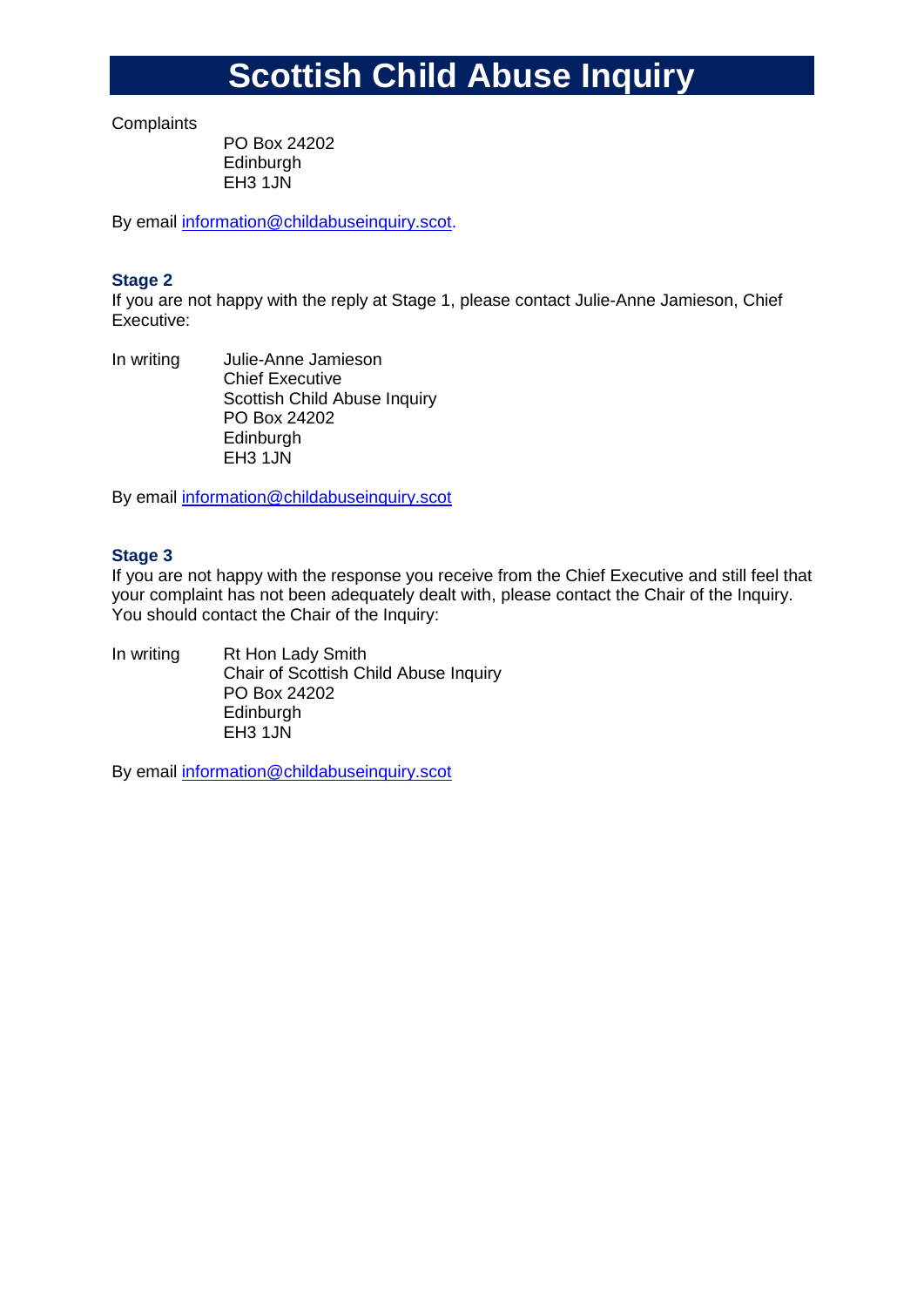# Scottish Child Abuse Inquiry

Complaints
PO Box 24202
Edinburgh
EH3 1JN

By email information@childabuseinquiry.scot.

### Stage 2

If you are not happy with the reply at Stage 1, please contact Julie-Anne Jamieson, Chief Executive:

In writing
Julie-Anne Jamieson
Chief Executive
Scottish Child Abuse Inquiry
PO Box 24202
Edinburgh
EH3 1JN

By email information@childabuseinquiry.scot

### Stage 3

If you are not happy with the response you receive from the Chief Executive and still feel that your complaint has not been adequately dealt with, please contact the Chair of the Inquiry. You should contact the Chair of the Inquiry:

In writing
Rt Hon Lady Smith
Chair of Scottish Child Abuse Inquiry
PO Box 24202
Edinburgh
EH3 1JN

By email information@childabuseinquiry.scot